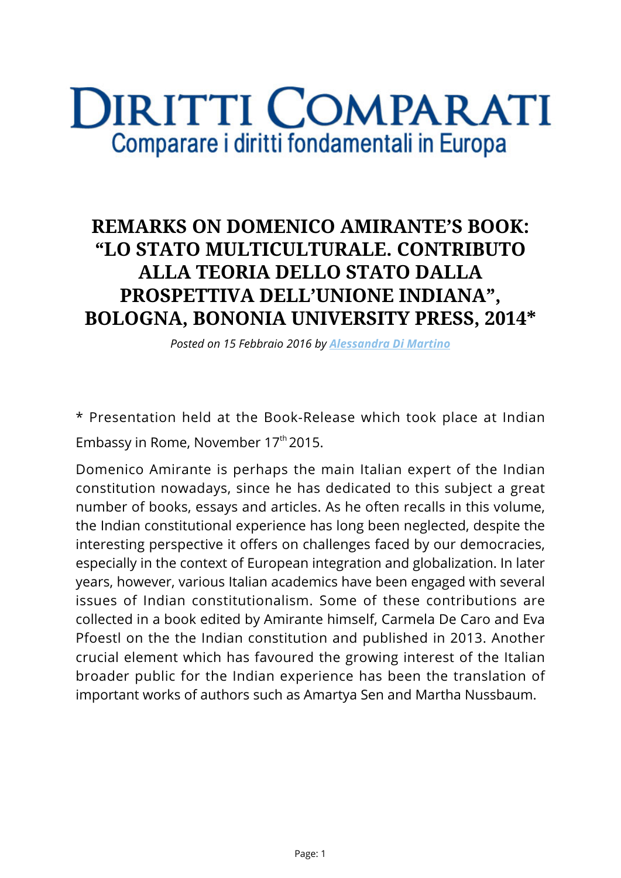# DIRITTI COMPARATI

Comparare i diritti fondamentali in Europa

## REMARKS ON DOMENICO AMIRANTE'S BOOK: "LO STATO MULTICULTURALE. CONTRIBUTO ALLA TEORIA DELLO STATO DALLA PROSPETTIVA DELL'UNIONE INDIANA", BOLOGNA, BONONIA UNIVERSITY PRESS, 2014*

*Posted on 15 Febbraio 2016 by Alessandra Di Martino*

* Presentation held at the Book-Release which took place at Indian Embassy in Rome, November 17th 2015.

Domenico Amirante is perhaps the main Italian expert of the Indian constitution nowadays, since he has dedicated to this subject a great number of books, essays and articles. As he often recalls in this volume, the Indian constitutional experience has long been neglected, despite the interesting perspective it offers on challenges faced by our democracies, especially in the context of European integration and globalization. In later years, however, various Italian academics have been engaged with several issues of Indian constitutionalism. Some of these contributions are collected in a book edited by Amirante himself, Carmela De Caro and Eva Pfoestl on the the Indian constitution and published in 2013. Another crucial element which has favoured the growing interest of the Italian broader public for the Indian experience has been the translation of important works of authors such as Amartya Sen and Martha Nussbaum.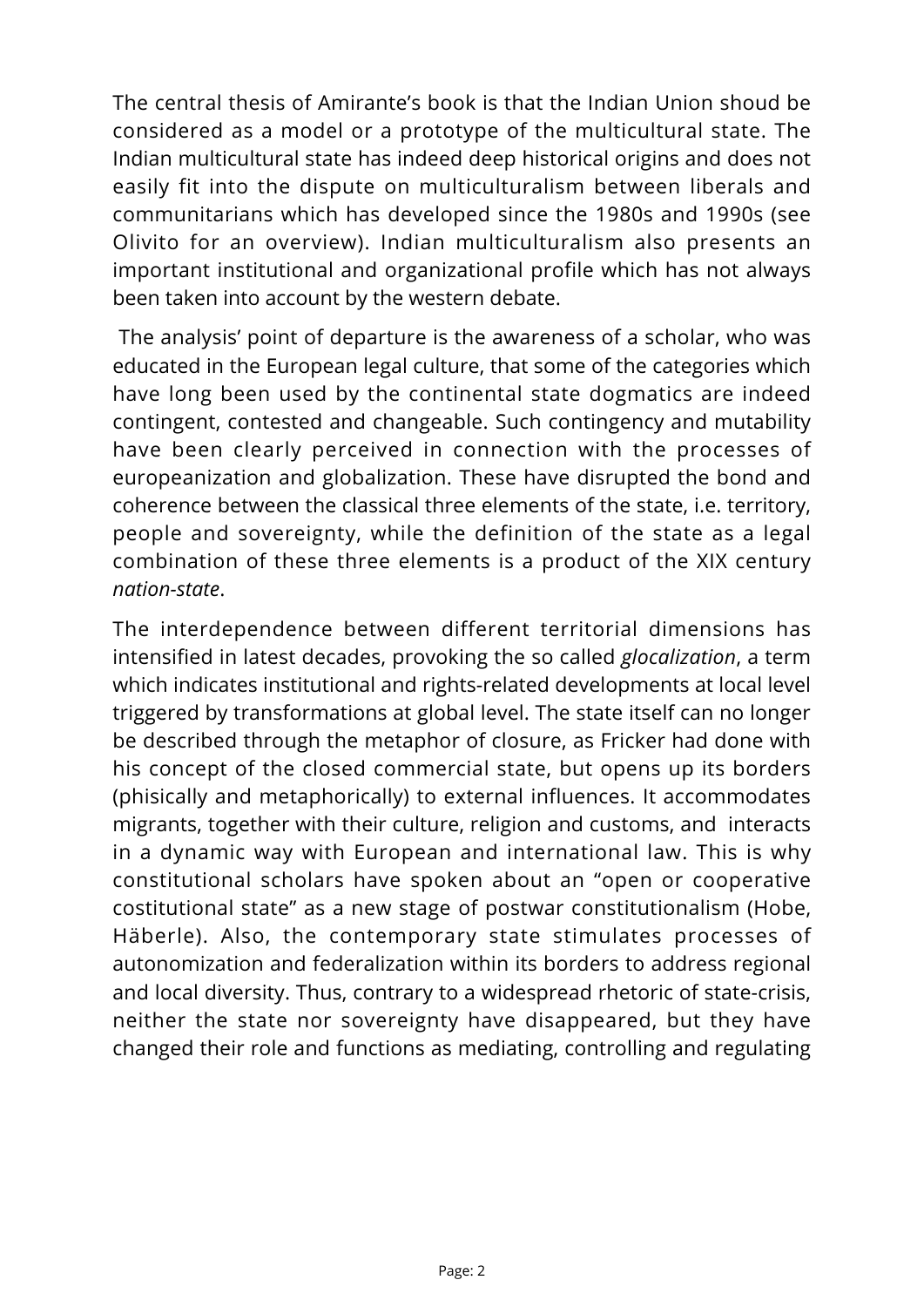The central thesis of Amirante's book is that the Indian Union shoud be considered as a model or a prototype of the multicultural state. The Indian multicultural state has indeed deep historical origins and does not easily fit into the dispute on multiculturalism between liberals and communitarians which has developed since the 1980s and 1990s (see Olivito for an overview). Indian multiculturalism also presents an important institutional and organizational profile which has not always been taken into account by the western debate.

The analysis' point of departure is the awareness of a scholar, who was educated in the European legal culture, that some of the categories which have long been used by the continental state dogmatics are indeed contingent, contested and changeable. Such contingency and mutability have been clearly perceived in connection with the processes of europeanization and globalization. These have disrupted the bond and coherence between the classical three elements of the state, i.e. territory, people and sovereignty, while the definition of the state as a legal combination of these three elements is a product of the XIX century *nation-state*.

The interdependence between different territorial dimensions has intensified in latest decades, provoking the so called *glocalization*, a term which indicates institutional and rights-related developments at local level triggered by transformations at global level. The state itself can no longer be described through the metaphor of closure, as Fricker had done with his concept of the closed commercial state, but opens up its borders (phisically and metaphorically) to external influences. It accommodates migrants, together with their culture, religion and customs, and interacts in a dynamic way with European and international law. This is why constitutional scholars have spoken about an "open or cooperative costitutional state" as a new stage of postwar constitutionalism (Hobe, Häberle). Also, the contemporary state stimulates processes of autonomization and federalization within its borders to address regional and local diversity. Thus, contrary to a widespread rhetoric of state-crisis, neither the state nor sovereignty have disappeared, but they have changed their role and functions as mediating, controlling and regulating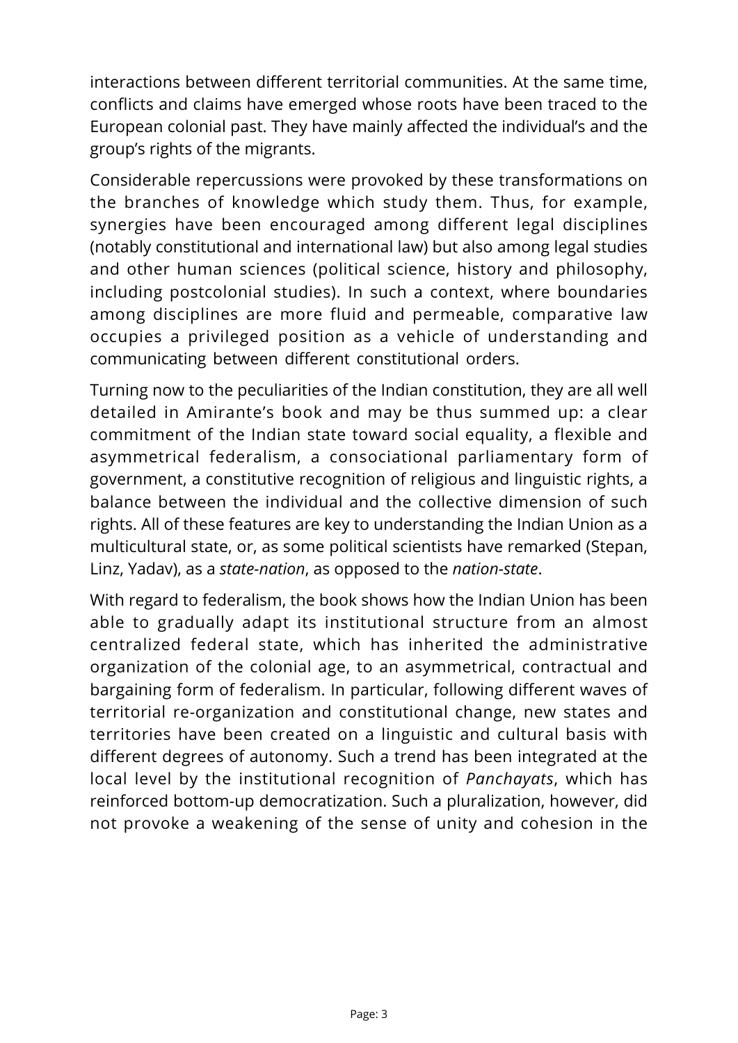interactions between different territorial communities. At the same time, conflicts and claims have emerged whose roots have been traced to the European colonial past. They have mainly affected the individual's and the group's rights of the migrants.

Considerable repercussions were provoked by these transformations on the branches of knowledge which study them. Thus, for example, synergies have been encouraged among different legal disciplines (notably constitutional and international law) but also among legal studies and other human sciences (political science, history and philosophy, including postcolonial studies). In such a context, where boundaries among disciplines are more fluid and permeable, comparative law occupies a privileged position as a vehicle of understanding and communicating between different constitutional orders.

Turning now to the peculiarities of the Indian constitution, they are all well detailed in Amirante's book and may be thus summed up: a clear commitment of the Indian state toward social equality, a flexible and asymmetrical federalism, a consociational parliamentary form of government, a constitutive recognition of religious and linguistic rights, a balance between the individual and the collective dimension of such rights. All of these features are key to understanding the Indian Union as a multicultural state, or, as some political scientists have remarked (Stepan, Linz, Yadav), as a *state-nation*, as opposed to the *nation-state*.

With regard to federalism, the book shows how the Indian Union has been able to gradually adapt its institutional structure from an almost centralized federal state, which has inherited the administrative organization of the colonial age, to an asymmetrical, contractual and bargaining form of federalism. In particular, following different waves of territorial re-organization and constitutional change, new states and territories have been created on a linguistic and cultural basis with different degrees of autonomy. Such a trend has been integrated at the local level by the institutional recognition of *Panchayats*, which has reinforced bottom-up democratization. Such a pluralization, however, did not provoke a weakening of the sense of unity and cohesion in the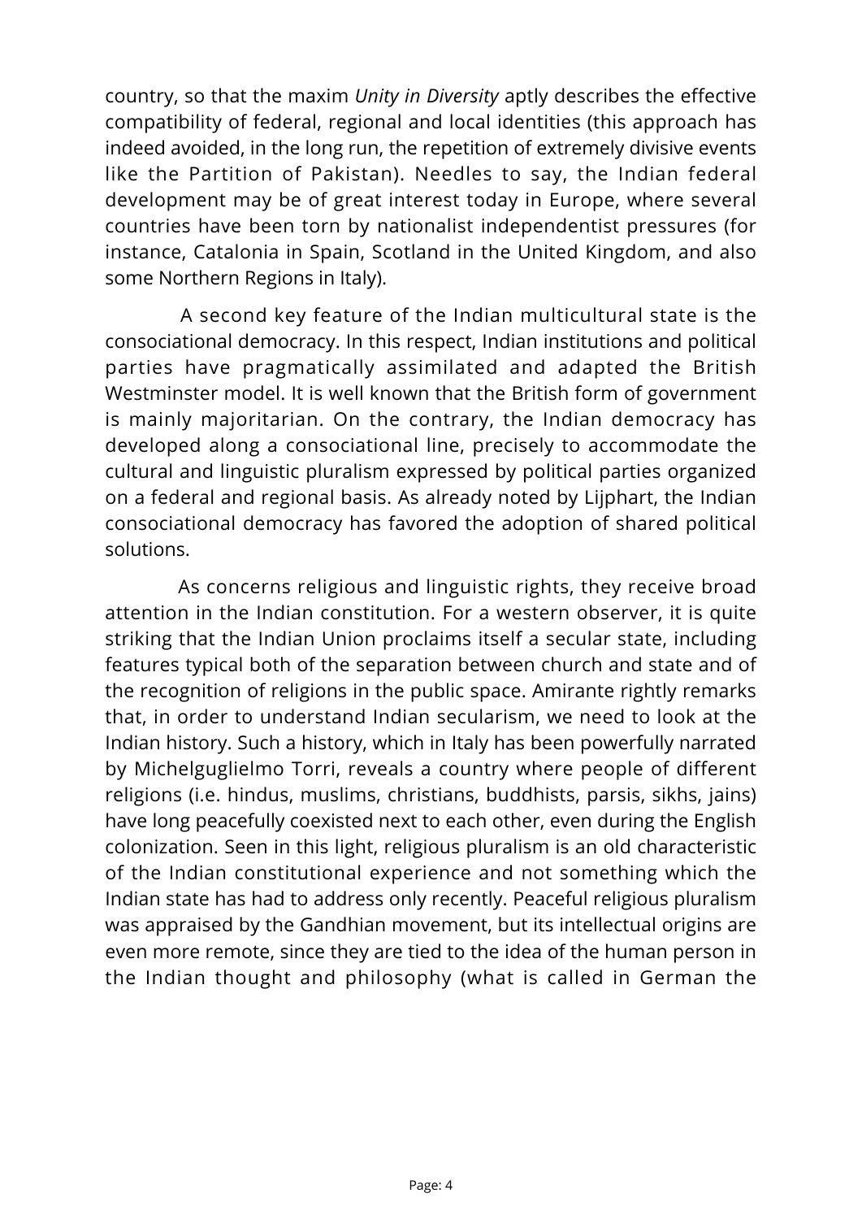country, so that the maxim *Unity in Diversity* aptly describes the effective compatibility of federal, regional and local identities (this approach has indeed avoided, in the long run, the repetition of extremely divisive events like the Partition of Pakistan). Needles to say, the Indian federal development may be of great interest today in Europe, where several countries have been torn by nationalist independentist pressures (for instance, Catalonia in Spain, Scotland in the United Kingdom, and also some Northern Regions in Italy).

A second key feature of the Indian multicultural state is the consociational democracy. In this respect, Indian institutions and political parties have pragmatically assimilated and adapted the British Westminster model. It is well known that the British form of government is mainly majoritarian. On the contrary, the Indian democracy has developed along a consociational line, precisely to accommodate the cultural and linguistic pluralism expressed by political parties organized on a federal and regional basis. As already noted by Lijphart, the Indian consociational democracy has favored the adoption of shared political solutions.

As concerns religious and linguistic rights, they receive broad attention in the Indian constitution. For a western observer, it is quite striking that the Indian Union proclaims itself a secular state, including features typical both of the separation between church and state and of the recognition of religions in the public space. Amirante rightly remarks that, in order to understand Indian secularism, we need to look at the Indian history. Such a history, which in Italy has been powerfully narrated by Michelguglielmo Torri, reveals a country where people of different religions (i.e. hindus, muslims, christians, buddhists, parsis, sikhs, jains) have long peacefully coexisted next to each other, even during the English colonization. Seen in this light, religious pluralism is an old characteristic of the Indian constitutional experience and not something which the Indian state has had to address only recently. Peaceful religious pluralism was appraised by the Gandhian movement, but its intellectual origins are even more remote, since they are tied to the idea of the human person in the Indian thought and philosophy (what is called in German the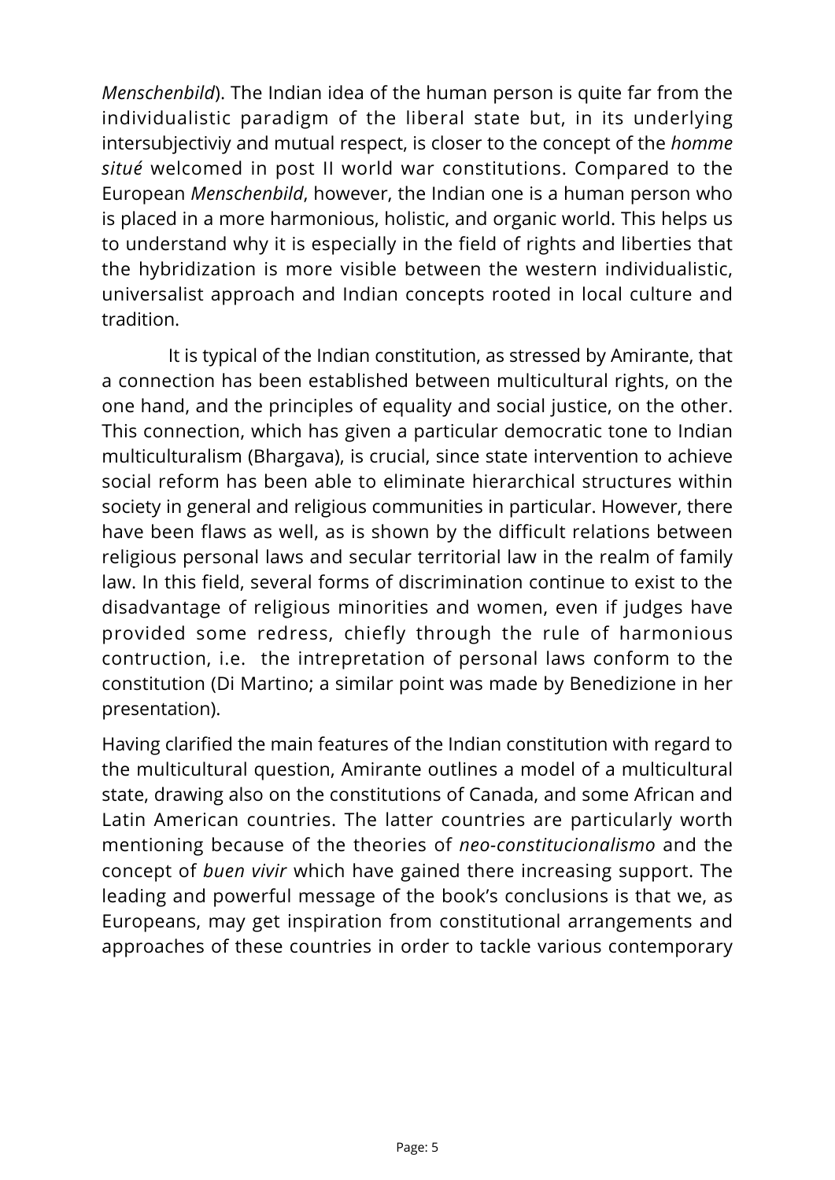*Menschenbild*). The Indian idea of the human person is quite far from the individualistic paradigm of the liberal state but, in its underlying intersubjectiviy and mutual respect, is closer to the concept of the *homme situé* welcomed in post II world war constitutions. Compared to the European *Menschenbild*, however, the Indian one is a human person who is placed in a more harmonious, holistic, and organic world. This helps us to understand why it is especially in the field of rights and liberties that the hybridization is more visible between the western individualistic, universalist approach and Indian concepts rooted in local culture and tradition.

It is typical of the Indian constitution, as stressed by Amirante, that a connection has been established between multicultural rights, on the one hand, and the principles of equality and social justice, on the other. This connection, which has given a particular democratic tone to Indian multiculturalism (Bhargava), is crucial, since state intervention to achieve social reform has been able to eliminate hierarchical structures within society in general and religious communities in particular. However, there have been flaws as well, as is shown by the difficult relations between religious personal laws and secular territorial law in the realm of family law. In this field, several forms of discrimination continue to exist to the disadvantage of religious minorities and women, even if judges have provided some redress, chiefly through the rule of harmonious contruction, i.e. the intrepretation of personal laws conform to the constitution (Di Martino; a similar point was made by Benedizione in her presentation).

Having clarified the main features of the Indian constitution with regard to the multicultural question, Amirante outlines a model of a multicultural state, drawing also on the constitutions of Canada, and some African and Latin American countries. The latter countries are particularly worth mentioning because of the theories of *neo-constitucionalismo* and the concept of *buen vivir* which have gained there increasing support. The leading and powerful message of the book's conclusions is that we, as Europeans, may get inspiration from constitutional arrangements and approaches of these countries in order to tackle various contemporary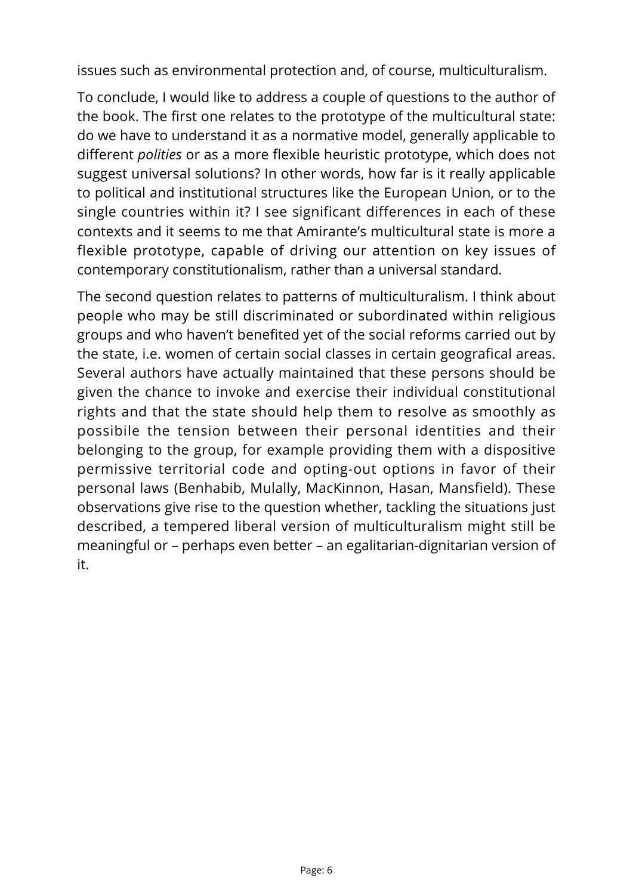issues such as environmental protection and, of course, multiculturalism.

To conclude, I would like to address a couple of questions to the author of the book. The first one relates to the prototype of the multicultural state: do we have to understand it as a normative model, generally applicable to different *polities* or as a more flexible heuristic prototype, which does not suggest universal solutions? In other words, how far is it really applicable to political and institutional structures like the European Union, or to the single countries within it? I see significant differences in each of these contexts and it seems to me that Amirante's multicultural state is more a flexible prototype, capable of driving our attention on key issues of contemporary constitutionalism, rather than a universal standard.

The second question relates to patterns of multiculturalism. I think about people who may be still discriminated or subordinated within religious groups and who haven't benefited yet of the social reforms carried out by the state, i.e. women of certain social classes in certain geografical areas. Several authors have actually maintained that these persons should be given the chance to invoke and exercise their individual constitutional rights and that the state should help them to resolve as smoothly as possibile the tension between their personal identities and their belonging to the group, for example providing them with a dispositive permissive territorial code and opting-out options in favor of their personal laws (Benhabib, Mulally, MacKinnon, Hasan, Mansfield). These observations give rise to the question whether, tackling the situations just described, a tempered liberal version of multiculturalism might still be meaningful or – perhaps even better – an egalitarian-dignitarian version of it.